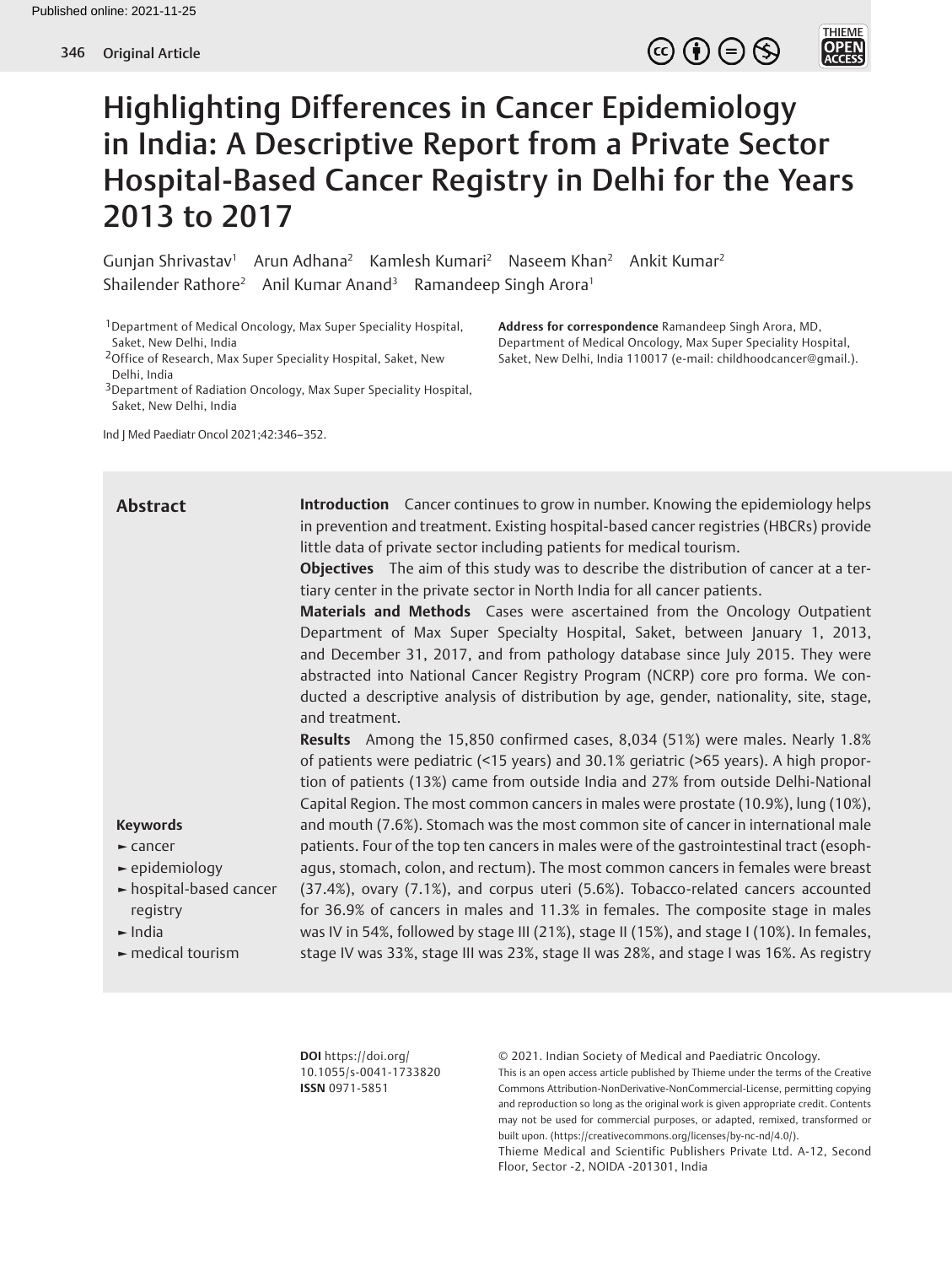# Highlighting Differences in Cancer Epidemiology in India: A Descriptive Report from a Private Sector Hospital-Based Cancer Registry in Delhi for the Years 2013 to 2017

Gunjan Shrivastav[1] Arun Adhana[2] Kamlesh Kumari[2] Naseem Khan[2] Ankit Kumar[2] Shailender Rathore[2] Anil Kumar Anand[3] Ramandeep Singh Arora[1]

[1]Department of Medical Oncology, Max Super Speciality Hospital, Saket, New Delhi, India
[2]Office of Research, Max Super Speciality Hospital, Saket, New Delhi, India
[3]Department of Radiation Oncology, Max Super Speciality Hospital, Saket, New Delhi, India

**Address for correspondence** Ramandeep Singh Arora, MD, Department of Medical Oncology, Max Super Speciality Hospital, Saket, New Delhi, India 110017 (e-mail: childhoodcancer@gmail.).

Ind J Med Paediatr Oncol 2021;42:346–352.

## Abstract

**Introduction** Cancer continues to grow in number. Knowing the epidemiology helps in prevention and treatment. Existing hospital-based cancer registries (HBCRs) provide little data of private sector including patients for medical tourism.

**Objectives** The aim of this study was to describe the distribution of cancer at a tertiary center in the private sector in North India for all cancer patients.

**Materials and Methods** Cases were ascertained from the Oncology Outpatient Department of Max Super Specialty Hospital, Saket, between January 1, 2013, and December 31, 2017, and from pathology database since July 2015. They were abstracted into National Cancer Registry Program (NCRP) core pro forma. We conducted a descriptive analysis of distribution by age, gender, nationality, site, stage, and treatment.

**Results** Among the 15,850 confirmed cases, 8,034 (51%) were males. Nearly 1.8% of patients were pediatric (<15 years) and 30.1% geriatric (>65 years). A high proportion of patients (13%) came from outside India and 27% from outside Delhi-National Capital Region. The most common cancers in males were prostate (10.9%), lung (10%), and mouth (7.6%). Stomach was the most common site of cancer in international male patients. Four of the top ten cancers in males were of the gastrointestinal tract (esophagus, stomach, colon, and rectum). The most common cancers in females were breast (37.4%), ovary (7.1%), and corpus uteri (5.6%). Tobacco-related cancers accounted for 36.9% of cancers in males and 11.3% in females. The composite stage in males was IV in 54%, followed by stage III (21%), stage II (15%), and stage I (10%). In females, stage IV was 33%, stage III was 23%, stage II was 28%, and stage I was 16%. As registry

**Keywords**
- cancer
- epidemiology
- hospital-based cancer registry
- India
- medical tourism

**DOI** https://doi.org/10.1055/s-0041-1733820
**ISSN** 0971-5851

© 2021. Indian Society of Medical and Paediatric Oncology.
This is an open access article published by Thieme under the terms of the Creative Commons Attribution-NonDerivative-NonCommercial-License, permitting copying and reproduction so long as the original work is given appropriate credit. Contents may not be used for commercial purposes, or adapted, remixed, transformed or built upon. (https://creativecommons.org/licenses/by-nc-nd/4.0/).
Thieme Medical and Scientific Publishers Private Ltd. A-12, Second Floor, Sector -2, NOIDA -201301, India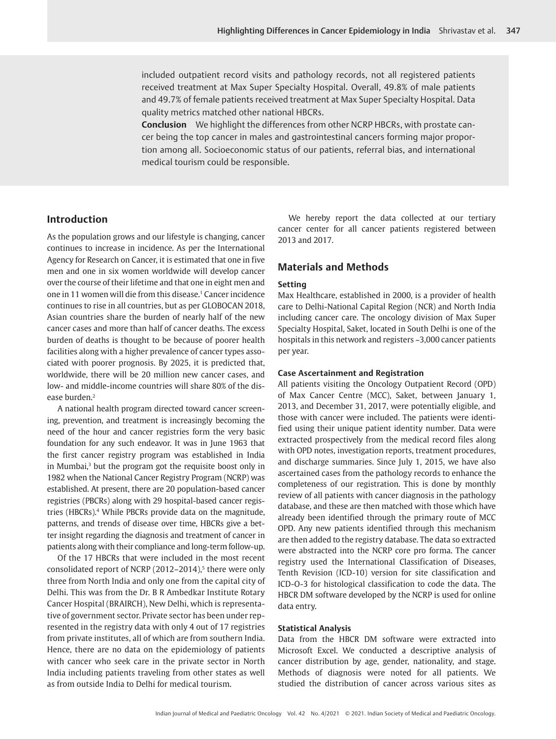included outpatient record visits and pathology records, not all registered patients received treatment at Max Super Specialty Hospital. Overall, 49.8% of male patients and 49.7% of female patients received treatment at Max Super Specialty Hospital. Data quality metrics matched other national HBCRs.

**Conclusion** We highlight the differences from other NCRP HBCRs, with prostate cancer being the top cancer in males and gastrointestinal cancers forming major proportion among all. Socioeconomic status of our patients, referral bias, and international medical tourism could be responsible.

## Introduction

As the population grows and our lifestyle is changing, cancer continues to increase in incidence. As per the International Agency for Research on Cancer, it is estimated that one in five men and one in six women worldwide will develop cancer over the course of their lifetime and that one in eight men and one in 11 women will die from this disease.[1] Cancer incidence continues to rise in all countries, but as per GLOBOCAN 2018, Asian countries share the burden of nearly half of the new cancer cases and more than half of cancer deaths. The excess burden of deaths is thought to be because of poorer health facilities along with a higher prevalence of cancer types associated with poorer prognosis. By 2025, it is predicted that, worldwide, there will be 20 million new cancer cases, and low- and middle-income countries will share 80% of the disease burden.[2]

A national health program directed toward cancer screening, prevention, and treatment is increasingly becoming the need of the hour and cancer registries form the very basic foundation for any such endeavor. It was in June 1963 that the first cancer registry program was established in India in Mumbai,[3] but the program got the requisite boost only in 1982 when the National Cancer Registry Program (NCRP) was established. At present, there are 20 population-based cancer registries (PBCRs) along with 29 hospital-based cancer registries (HBCRs).[4] While PBCRs provide data on the magnitude, patterns, and trends of disease over time, HBCRs give a better insight regarding the diagnosis and treatment of cancer in patients along with their compliance and long-term follow-up.

Of the 17 HBCRs that were included in the most recent consolidated report of NCRP (2012–2014),[5] there were only three from North India and only one from the capital city of Delhi. This was from the Dr. B R Ambedkar Institute Rotary Cancer Hospital (BRAIRCH), New Delhi, which is representative of government sector. Private sector has been under represented in the registry data with only 4 out of 17 registries from private institutes, all of which are from southern India. Hence, there are no data on the epidemiology of patients with cancer who seek care in the private sector in North India including patients traveling from other states as well as from outside India to Delhi for medical tourism.

We hereby report the data collected at our tertiary cancer center for all cancer patients registered between 2013 and 2017.

## Materials and Methods

### Setting

Max Healthcare, established in 2000, is a provider of health care to Delhi-National Capital Region (NCR) and North India including cancer care. The oncology division of Max Super Specialty Hospital, Saket, located in South Delhi is one of the hospitals in this network and registers ~3,000 cancer patients per year.

### Case Ascertainment and Registration

All patients visiting the Oncology Outpatient Record (OPD) of Max Cancer Centre (MCC), Saket, between January 1, 2013, and December 31, 2017, were potentially eligible, and those with cancer were included. The patients were identified using their unique patient identity number. Data were extracted prospectively from the medical record files along with OPD notes, investigation reports, treatment procedures, and discharge summaries. Since July 1, 2015, we have also ascertained cases from the pathology records to enhance the completeness of our registration. This is done by monthly review of all patients with cancer diagnosis in the pathology database, and these are then matched with those which have already been identified through the primary route of MCC OPD. Any new patients identified through this mechanism are then added to the registry database. The data so extracted were abstracted into the NCRP core pro forma. The cancer registry used the International Classification of Diseases, Tenth Revision (ICD-10) version for site classification and ICD-O-3 for histological classification to code the data. The HBCR DM software developed by the NCRP is used for online data entry.

### Statistical Analysis

Data from the HBCR DM software were extracted into Microsoft Excel. We conducted a descriptive analysis of cancer distribution by age, gender, nationality, and stage. Methods of diagnosis were noted for all patients. We studied the distribution of cancer across various sites as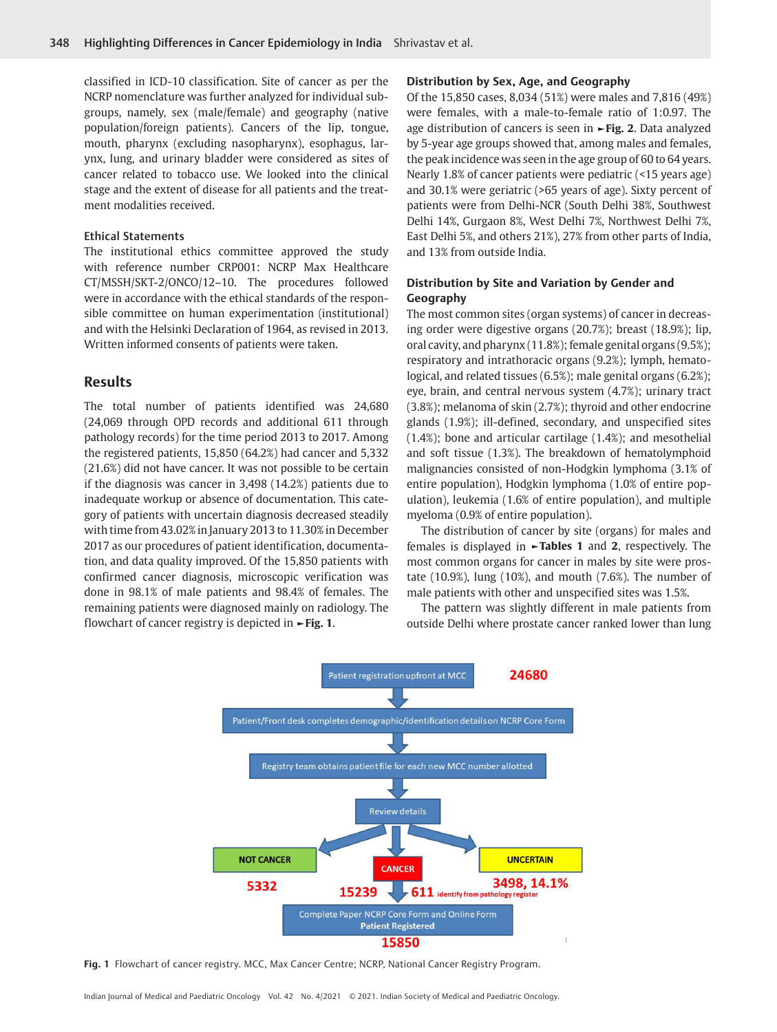classified in ICD-10 classification. Site of cancer as per the NCRP nomenclature was further analyzed for individual subgroups, namely, sex (male/female) and geography (native population/foreign patients). Cancers of the lip, tongue, mouth, pharynx (excluding nasopharynx), esophagus, larynx, lung, and urinary bladder were considered as sites of cancer related to tobacco use. We looked into the clinical stage and the extent of disease for all patients and the treatment modalities received.

### Ethical Statements

The institutional ethics committee approved the study with reference number CRP001: NCRP Max Healthcare CT/MSSH/SKT-2/ONCO/12–10. The procedures followed were in accordance with the ethical standards of the responsible committee on human experimentation (institutional) and with the Helsinki Declaration of 1964, as revised in 2013. Written informed consents of patients were taken.

## Results

The total number of patients identified was 24,680 (24,069 through OPD records and additional 611 through pathology records) for the time period 2013 to 2017. Among the registered patients, 15,850 (64.2%) had cancer and 5,332 (21.6%) did not have cancer. It was not possible to be certain if the diagnosis was cancer in 3,498 (14.2%) patients due to inadequate workup or absence of documentation. This category of patients with uncertain diagnosis decreased steadily with time from 43.02% in January 2013 to 11.30% in December 2017 as our procedures of patient identification, documentation, and data quality improved. Of the 15,850 patients with confirmed cancer diagnosis, microscopic verification was done in 98.1% of male patients and 98.4% of females. The remaining patients were diagnosed mainly on radiology. The flowchart of cancer registry is depicted in ►Fig. 1.

### Distribution by Sex, Age, and Geography

Of the 15,850 cases, 8,034 (51%) were males and 7,816 (49%) were females, with a male-to-female ratio of 1:0.97. The age distribution of cancers is seen in ►Fig. 2. Data analyzed by 5-year age groups showed that, among males and females, the peak incidence was seen in the age group of 60 to 64 years. Nearly 1.8% of cancer patients were pediatric (<15 years age) and 30.1% were geriatric (>65 years of age). Sixty percent of patients were from Delhi-NCR (South Delhi 38%, Southwest Delhi 14%, Gurgaon 8%, West Delhi 7%, Northwest Delhi 7%, East Delhi 5%, and others 21%), 27% from other parts of India, and 13% from outside India.

### Distribution by Site and Variation by Gender and Geography

The most common sites (organ systems) of cancer in decreasing order were digestive organs (20.7%); breast (18.9%); lip, oral cavity, and pharynx (11.8%); female genital organs (9.5%); respiratory and intrathoracic organs (9.2%); lymph, hematological, and related tissues (6.5%); male genital organs (6.2%); eye, brain, and central nervous system (4.7%); urinary tract (3.8%); melanoma of skin (2.7%); thyroid and other endocrine glands (1.9%); ill-defined, secondary, and unspecified sites (1.4%); bone and articular cartilage (1.4%); and mesothelial and soft tissue (1.3%). The breakdown of hematolymphoid malignancies consisted of non-Hodgkin lymphoma (3.1% of entire population), Hodgkin lymphoma (1.0% of entire population), leukemia (1.6% of entire population), and multiple myeloma (0.9% of entire population).

The distribution of cancer by site (organs) for males and females is displayed in ►Tables 1 and 2, respectively. The most common organs for cancer in males by site were prostate (10.9%), lung (10%), and mouth (7.6%). The number of male patients with other and unspecified sites was 1.5%.

The pattern was slightly different in male patients from outside Delhi where prostate cancer ranked lower than lung

Patient registration upfront at MCC — 24680

Patient/Front desk completes demographic/identification details on NCRP Core Form

Registry team obtains patient file for each new MCC number allotted

Review details

NOT CANCER 5332 | CANCER 15239 + 611 identify from pathology register | UNCERTAIN 3498, 14.1%

Complete Paper NCRP Core Form and Online Form Patient Registered — 15850

**Fig. 1** Flowchart of cancer registry. MCC, Max Cancer Centre; NCRP, National Cancer Registry Program.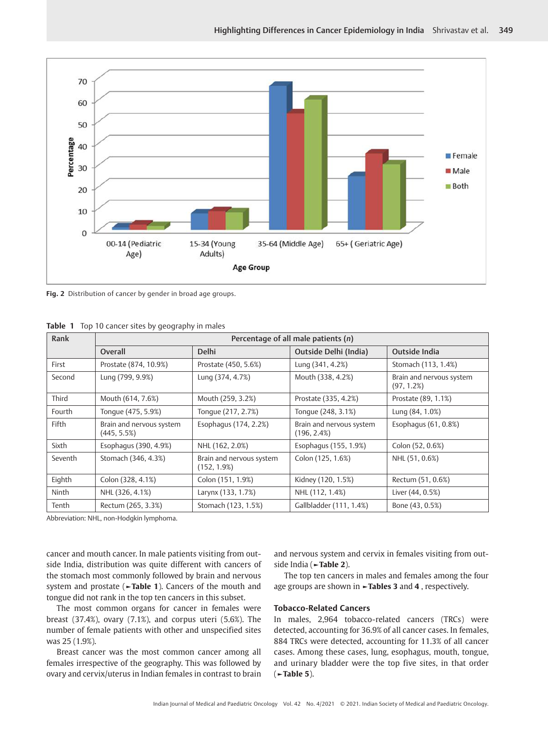Fig. 2 Distribution of cancer by gender in broad age groups.

**Table 1** Top 10 cancer sites by geography in males

| Rank | Percentage of all male patients (*n*) | | | |
|---|---|---|---|---|
| | Overall | Delhi | Outside Delhi (India) | Outside India |
| First | Prostate (874, 10.9%) | Prostate (450, 5.6%) | Lung (341, 4.2%) | Stomach (113, 1.4%) |
| Second | Lung (799, 9.9%) | Lung (374, 4.7%) | Mouth (338, 4.2%) | Brain and nervous system (97, 1.2%) |
| Third | Mouth (614, 7.6%) | Mouth (259, 3.2%) | Prostate (335, 4.2%) | Prostate (89, 1.1%) |
| Fourth | Tongue (475, 5.9%) | Tongue (217, 2.7%) | Tongue (248, 3.1%) | Lung (84, 1.0%) |
| Fifth | Brain and nervous system (445, 5.5%) | Esophagus (174, 2.2%) | Brain and nervous system (196, 2.4%) | Esophagus (61, 0.8%) |
| Sixth | Esophagus (390, 4.9%) | NHL (162, 2.0%) | Esophagus (155, 1.9%) | Colon (52, 0.6%) |
| Seventh | Stomach (346, 4.3%) | Brain and nervous system (152, 1.9%) | Colon (125, 1.6%) | NHL (51, 0.6%) |
| Eighth | Colon (328, 4.1%) | Colon (151, 1.9%) | Kidney (120, 1.5%) | Rectum (51, 0.6%) |
| Ninth | NHL (326, 4.1%) | Larynx (133, 1.7%) | NHL (112, 1.4%) | Liver (44, 0.5%) |
| Tenth | Rectum (265, 3.3%) | Stomach (123, 1.5%) | Gallbladder (111, 1.4%) | Bone (43, 0.5%) |

Abbreviation: NHL, non-Hodgkin lymphoma.

cancer and mouth cancer. In male patients visiting from outside India, distribution was quite different with cancers of the stomach most commonly followed by brain and nervous system and prostate (►**Table 1**). Cancers of the mouth and tongue did not rank in the top ten cancers in this subset.

The most common organs for cancer in females were breast (37.4%), ovary (7.1%), and corpus uteri (5.6%). The number of female patients with other and unspecified sites was 25 (1.9%).

Breast cancer was the most common cancer among all females irrespective of the geography. This was followed by ovary and cervix/uterus in Indian females in contrast to brain and nervous system and cervix in females visiting from outside India (►**Table 2**).

The top ten cancers in males and females among the four age groups are shown in ►**Tables 3** and **4** , respectively.

### Tobacco-Related Cancers

In males, 2,964 tobacco-related cancers (TRCs) were detected, accounting for 36.9% of all cancer cases. In females, 884 TRCs were detected, accounting for 11.3% of all cancer cases. Among these cases, lung, esophagus, mouth, tongue, and urinary bladder were the top five sites, in that order (►**Table 5**).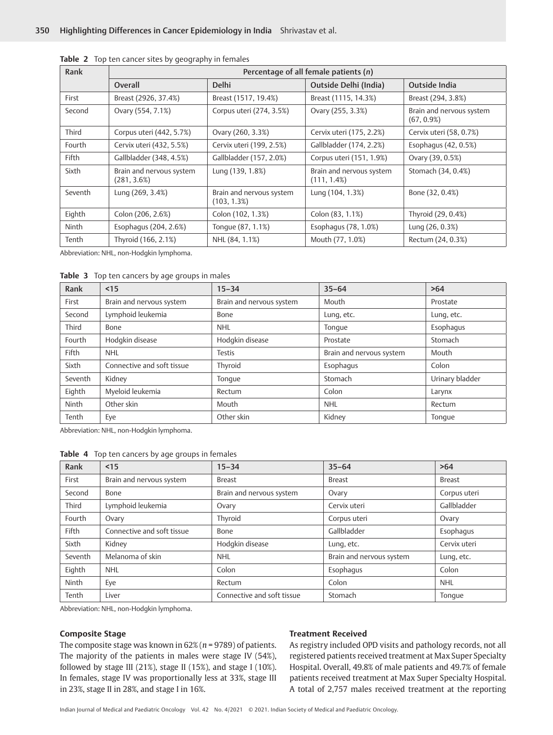**Table 2** Top ten cancer sites by geography in females

| Rank | Percentage of all female patients (*n*) | | | |
|---|---|---|---|---|
| | Overall | Delhi | Outside Delhi (India) | Outside India |
| First | Breast (2926, 37.4%) | Breast (1517, 19.4%) | Breast (1115, 14.3%) | Breast (294, 3.8%) |
| Second | Ovary (554, 7.1%) | Corpus uteri (274, 3.5%) | Ovary (255, 3.3%) | Brain and nervous system (67, 0.9%) |
| Third | Corpus uteri (442, 5.7%) | Ovary (260, 3.3%) | Cervix uteri (175, 2.2%) | Cervix uteri (58, 0.7%) |
| Fourth | Cervix uteri (432, 5.5%) | Cervix uteri (199, 2.5%) | Gallbladder (174, 2.2%) | Esophagus (42, 0.5%) |
| Fifth | Gallbladder (348, 4.5%) | Gallbladder (157, 2.0%) | Corpus uteri (151, 1.9%) | Ovary (39, 0.5%) |
| Sixth | Brain and nervous system (281, 3.6%) | Lung (139, 1.8%) | Brain and nervous system (111, 1.4%) | Stomach (34, 0.4%) |
| Seventh | Lung (269, 3.4%) | Brain and nervous system (103, 1.3%) | Lung (104, 1.3%) | Bone (32, 0.4%) |
| Eighth | Colon (206, 2.6%) | Colon (102, 1.3%) | Colon (83, 1.1%) | Thyroid (29, 0.4%) |
| Ninth | Esophagus (204, 2.6%) | Tongue (87, 1.1%) | Esophagus (78, 1.0%) | Lung (26, 0.3%) |
| Tenth | Thyroid (166, 2.1%) | NHL (84, 1.1%) | Mouth (77, 1.0%) | Rectum (24, 0.3%) |

Abbreviation: NHL, non-Hodgkin lymphoma.

**Table 3** Top ten cancers by age groups in males

| Rank | <15 | 15–34 | 35–64 | >64 |
|---|---|---|---|---|
| First | Brain and nervous system | Brain and nervous system | Mouth | Prostate |
| Second | Lymphoid leukemia | Bone | Lung, etc. | Lung, etc. |
| Third | Bone | NHL | Tongue | Esophagus |
| Fourth | Hodgkin disease | Hodgkin disease | Prostate | Stomach |
| Fifth | NHL | Testis | Brain and nervous system | Mouth |
| Sixth | Connective and soft tissue | Thyroid | Esophagus | Colon |
| Seventh | Kidney | Tongue | Stomach | Urinary bladder |
| Eighth | Myeloid leukemia | Rectum | Colon | Larynx |
| Ninth | Other skin | Mouth | NHL | Rectum |
| Tenth | Eye | Other skin | Kidney | Tongue |

Abbreviation: NHL, non-Hodgkin lymphoma.

**Table 4** Top ten cancers by age groups in females

| Rank | <15 | 15–34 | 35–64 | >64 |
|---|---|---|---|---|
| First | Brain and nervous system | Breast | Breast | Breast |
| Second | Bone | Brain and nervous system | Ovary | Corpus uteri |
| Third | Lymphoid leukemia | Ovary | Cervix uteri | Gallbladder |
| Fourth | Ovary | Thyroid | Corpus uteri | Ovary |
| Fifth | Connective and soft tissue | Bone | Gallbladder | Esophagus |
| Sixth | Kidney | Hodgkin disease | Lung, etc. | Cervix uteri |
| Seventh | Melanoma of skin | NHL | Brain and nervous system | Lung, etc. |
| Eighth | NHL | Colon | Esophagus | Colon |
| Ninth | Eye | Rectum | Colon | NHL |
| Tenth | Liver | Connective and soft tissue | Stomach | Tongue |

Abbreviation: NHL, non-Hodgkin lymphoma.

### Composite Stage

The composite stage was known in 62% (*n* = 9789) of patients. The majority of the patients in males were stage IV (54%), followed by stage III (21%), stage II (15%), and stage I (10%). In females, stage IV was proportionally less at 33%, stage III in 23%, stage II in 28%, and stage I in 16%.

### Treatment Received

As registry included OPD visits and pathology records, not all registered patients received treatment at Max Super Specialty Hospital. Overall, 49.8% of male patients and 49.7% of female patients received treatment at Max Super Specialty Hospital. A total of 2,757 males received treatment at the reporting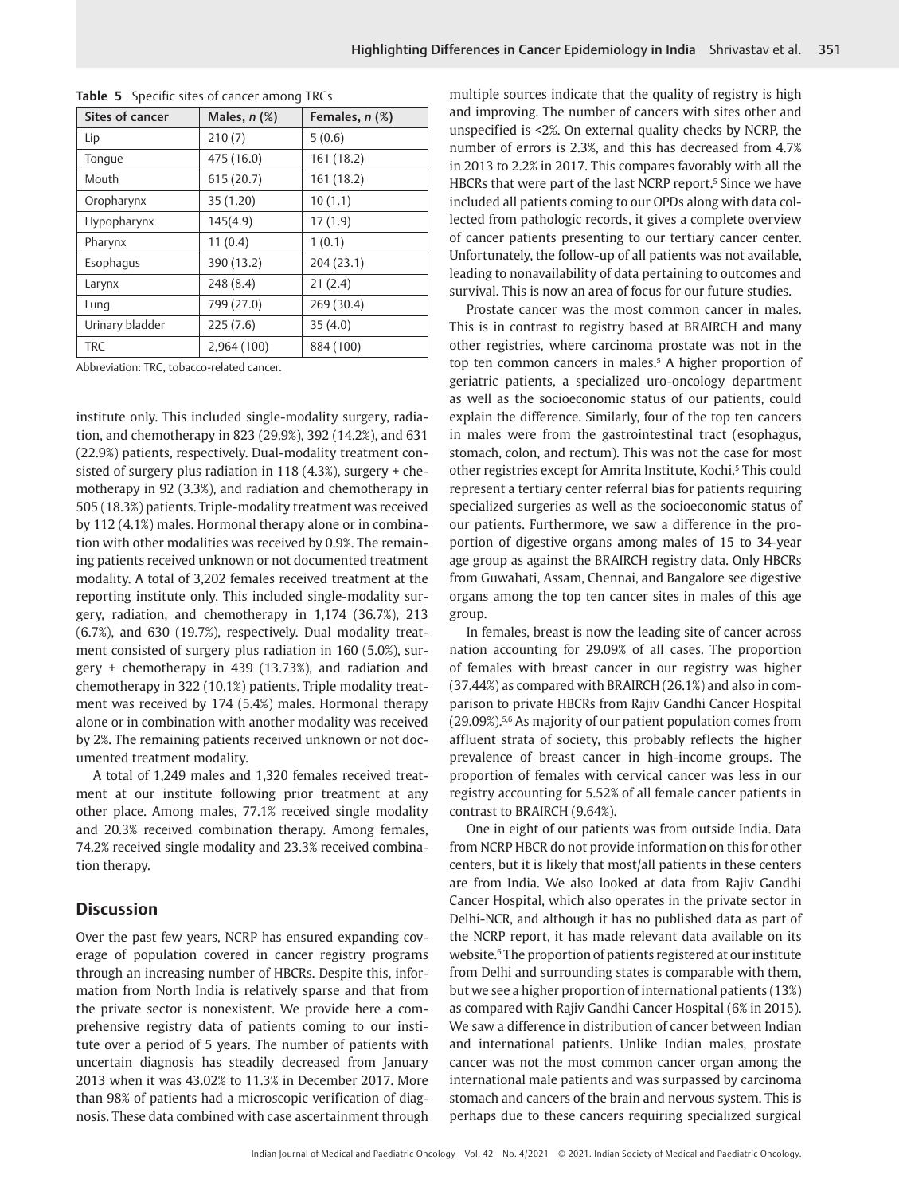**Table 5** Specific sites of cancer among TRCs

| Sites of cancer | Males, *n* (%) | Females, *n* (%) |
|---|---|---|
| Lip | 210 (7) | 5 (0.6) |
| Tongue | 475 (16.0) | 161 (18.2) |
| Mouth | 615 (20.7) | 161 (18.2) |
| Oropharynx | 35 (1.20) | 10 (1.1) |
| Hypopharynx | 145(4.9) | 17 (1.9) |
| Pharynx | 11 (0.4) | 1 (0.1) |
| Esophagus | 390 (13.2) | 204 (23.1) |
| Larynx | 248 (8.4) | 21 (2.4) |
| Lung | 799 (27.0) | 269 (30.4) |
| Urinary bladder | 225 (7.6) | 35 (4.0) |
| TRC | 2,964 (100) | 884 (100) |

Abbreviation: TRC, tobacco-related cancer.

institute only. This included single-modality surgery, radiation, and chemotherapy in 823 (29.9%), 392 (14.2%), and 631 (22.9%) patients, respectively. Dual-modality treatment consisted of surgery plus radiation in 118 (4.3%), surgery + chemotherapy in 92 (3.3%), and radiation and chemotherapy in 505 (18.3%) patients. Triple-modality treatment was received by 112 (4.1%) males. Hormonal therapy alone or in combination with other modalities was received by 0.9%. The remaining patients received unknown or not documented treatment modality. A total of 3,202 females received treatment at the reporting institute only. This included single-modality surgery, radiation, and chemotherapy in 1,174 (36.7%), 213 (6.7%), and 630 (19.7%), respectively. Dual modality treatment consisted of surgery plus radiation in 160 (5.0%), surgery + chemotherapy in 439 (13.73%), and radiation and chemotherapy in 322 (10.1%) patients. Triple modality treatment was received by 174 (5.4%) males. Hormonal therapy alone or in combination with another modality was received by 2%. The remaining patients received unknown or not documented treatment modality.

A total of 1,249 males and 1,320 females received treatment at our institute following prior treatment at any other place. Among males, 77.1% received single modality and 20.3% received combination therapy. Among females, 74.2% received single modality and 23.3% received combination therapy.

## Discussion

Over the past few years, NCRP has ensured expanding coverage of population covered in cancer registry programs through an increasing number of HBCRs. Despite this, information from North India is relatively sparse and that from the private sector is nonexistent. We provide here a comprehensive registry data of patients coming to our institute over a period of 5 years. The number of patients with uncertain diagnosis has steadily decreased from January 2013 when it was 43.02% to 11.3% in December 2017. More than 98% of patients had a microscopic verification of diagnosis. These data combined with case ascertainment through multiple sources indicate that the quality of registry is high and improving. The number of cancers with sites other and unspecified is <2%. On external quality checks by NCRP, the number of errors is 2.3%, and this has decreased from 4.7% in 2013 to 2.2% in 2017. This compares favorably with all the HBCRs that were part of the last NCRP report.[5] Since we have included all patients coming to our OPDs along with data collected from pathologic records, it gives a complete overview of cancer patients presenting to our tertiary cancer center. Unfortunately, the follow-up of all patients was not available, leading to nonavailability of data pertaining to outcomes and survival. This is now an area of focus for our future studies.

Prostate cancer was the most common cancer in males. This is in contrast to registry based at BRAIRCH and many other registries, where carcinoma prostate was not in the top ten common cancers in males.[5] A higher proportion of geriatric patients, a specialized uro-oncology department as well as the socioeconomic status of our patients, could explain the difference. Similarly, four of the top ten cancers in males were from the gastrointestinal tract (esophagus, stomach, colon, and rectum). This was not the case for most other registries except for Amrita Institute, Kochi.[5] This could represent a tertiary center referral bias for patients requiring specialized surgeries as well as the socioeconomic status of our patients. Furthermore, we saw a difference in the proportion of digestive organs among males of 15 to 34-year age group as against the BRAIRCH registry data. Only HBCRs from Guwahati, Assam, Chennai, and Bangalore see digestive organs among the top ten cancer sites in males of this age group.

In females, breast is now the leading site of cancer across nation accounting for 29.09% of all cases. The proportion of females with breast cancer in our registry was higher (37.44%) as compared with BRAIRCH (26.1%) and also in comparison to private HBCRs from Rajiv Gandhi Cancer Hospital (29.09%).[5,6] As majority of our patient population comes from affluent strata of society, this probably reflects the higher prevalence of breast cancer in high-income groups. The proportion of females with cervical cancer was less in our registry accounting for 5.52% of all female cancer patients in contrast to BRAIRCH (9.64%).

One in eight of our patients was from outside India. Data from NCRP HBCR do not provide information on this for other centers, but it is likely that most/all patients in these centers are from India. We also looked at data from Rajiv Gandhi Cancer Hospital, which also operates in the private sector in Delhi-NCR, and although it has no published data as part of the NCRP report, it has made relevant data available on its website.[6] The proportion of patients registered at our institute from Delhi and surrounding states is comparable with them, but we see a higher proportion of international patients (13%) as compared with Rajiv Gandhi Cancer Hospital (6% in 2015). We saw a difference in distribution of cancer between Indian and international patients. Unlike Indian males, prostate cancer was not the most common cancer organ among the international male patients and was surpassed by carcinoma stomach and cancers of the brain and nervous system. This is perhaps due to these cancers requiring specialized surgical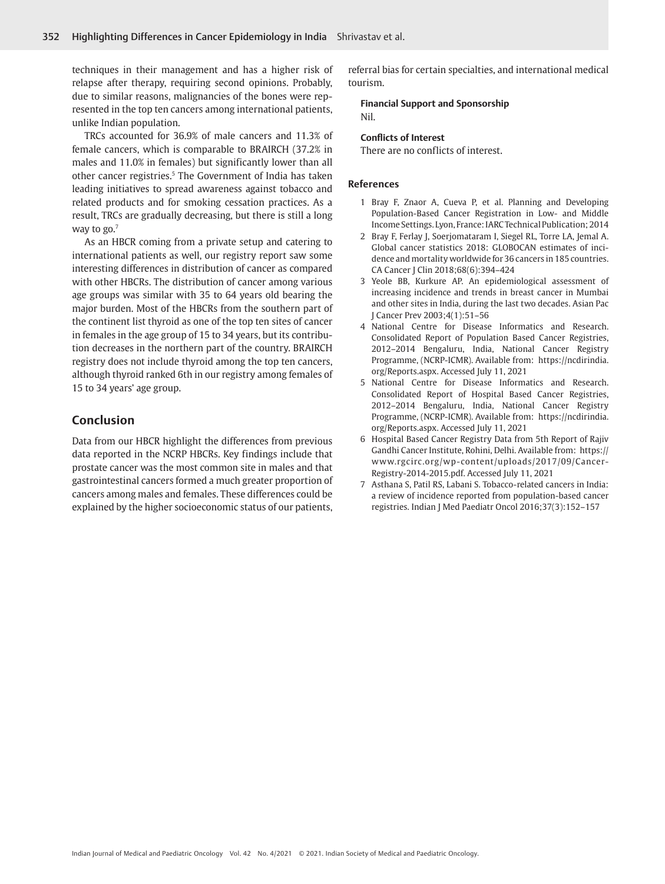techniques in their management and has a higher risk of relapse after therapy, requiring second opinions. Probably, due to similar reasons, malignancies of the bones were represented in the top ten cancers among international patients, unlike Indian population.

TRCs accounted for 36.9% of male cancers and 11.3% of female cancers, which is comparable to BRAIRCH (37.2% in males and 11.0% in females) but significantly lower than all other cancer registries.[5] The Government of India has taken leading initiatives to spread awareness against tobacco and related products and for smoking cessation practices. As a result, TRCs are gradually decreasing, but there is still a long way to go.[7]

As an HBCR coming from a private setup and catering to international patients as well, our registry report saw some interesting differences in distribution of cancer as compared with other HBCRs. The distribution of cancer among various age groups was similar with 35 to 64 years old bearing the major burden. Most of the HBCRs from the southern part of the continent list thyroid as one of the top ten sites of cancer in females in the age group of 15 to 34 years, but its contribution decreases in the northern part of the country. BRAIRCH registry does not include thyroid among the top ten cancers, although thyroid ranked 6th in our registry among females of 15 to 34 years' age group.

## Conclusion

Data from our HBCR highlight the differences from previous data reported in the NCRP HBCRs. Key findings include that prostate cancer was the most common site in males and that gastrointestinal cancers formed a much greater proportion of cancers among males and females. These differences could be explained by the higher socioeconomic status of our patients, referral bias for certain specialties, and international medical tourism.

**Financial Support and Sponsorship**

Nil.

**Conflicts of Interest**

There are no conflicts of interest.

### References

1. Bray F, Znaor A, Cueva P, et al. Planning and Developing Population-Based Cancer Registration in Low- and Middle Income Settings. Lyon, France: IARC Technical Publication; 2014
2. Bray F, Ferlay J, Soerjomataram I, Siegel RL, Torre LA, Jemal A. Global cancer statistics 2018: GLOBOCAN estimates of incidence and mortality worldwide for 36 cancers in 185 countries. CA Cancer J Clin 2018;68(6):394–424
3. Yeole BB, Kurkure AP. An epidemiological assessment of increasing incidence and trends in breast cancer in Mumbai and other sites in India, during the last two decades. Asian Pac J Cancer Prev 2003;4(1):51–56
4. National Centre for Disease Informatics and Research. Consolidated Report of Population Based Cancer Registries, 2012–2014 Bengaluru, India, National Cancer Registry Programme, (NCRP-ICMR). Available from: https://ncdirindia.org/Reports.aspx. Accessed July 11, 2021
5. National Centre for Disease Informatics and Research. Consolidated Report of Hospital Based Cancer Registries, 2012–2014 Bengaluru, India, National Cancer Registry Programme, (NCRP-ICMR). Available from: https://ncdirindia.org/Reports.aspx. Accessed July 11, 2021
6. Hospital Based Cancer Registry Data from 5th Report of Rajiv Gandhi Cancer Institute, Rohini, Delhi. Available from: https://www.rgcirc.org/wp-content/uploads/2017/09/Cancer-Registry-2014-2015.pdf. Accessed July 11, 2021
7. Asthana S, Patil RS, Labani S. Tobacco-related cancers in India: a review of incidence reported from population-based cancer registries. Indian J Med Paediatr Oncol 2016;37(3):152–157